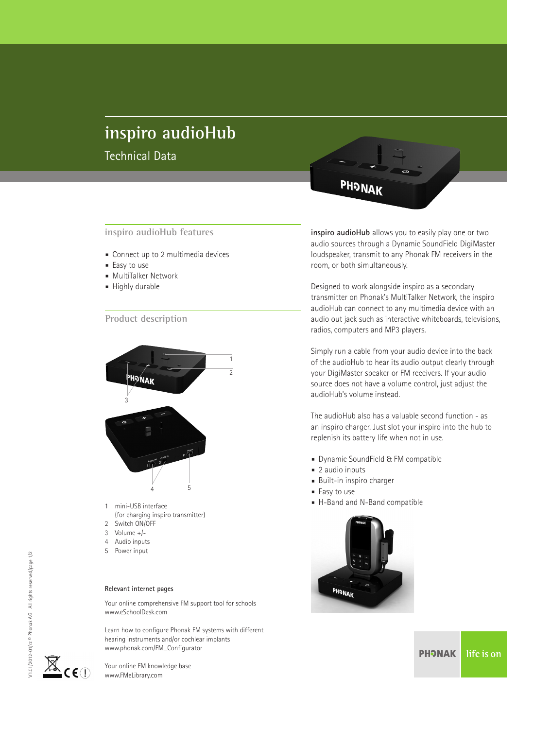# inspiro audioHub

Technical Data

## inspiro audioHub features

- Connect up to 2 multimedia devices
- Easy to use
- MultiTalker Network
- Highly durable

## Product description

1 mini-USB interface
(for charging inspiro transmitter)
2 Switch ON/OFF
3 Volume +/-
4 Audio inputs
5 Power input

**Relevant internet pages**

Your online comprehensive FM support tool for schools
www.eSchoolDesk.com

Learn how to configure Phonak FM systems with different hearing instruments and/or cochlear implants
www.phonak.com/FM_Configurator

Your online FM knowledge base
www.FMeLibrary.com

**inspiro audioHub** allows you to easily play one or two audio sources through a Dynamic SoundField DigiMaster loudspeaker, transmit to any Phonak FM receivers in the room, or both simultaneously.

Designed to work alongside inspiro as a secondary transmitter on Phonak's MultiTalker Network, the inspiro audioHub can connect to any multimedia device with an audio out jack such as interactive whiteboards, televisions, radios, computers and MP3 players.

Simply run a cable from your audio device into the back of the audioHub to hear its audio output clearly through your DigiMaster speaker or FM receivers. If your audio source does not have a volume control, just adjust the audioHub's volume instead.

The audioHub also has a valuable second function - as an inspiro charger. Just slot your inspiro into the hub to replenish its battery life when not in use.

- Dynamic SoundField & FM compatible
- 2 audio inputs
- Built-in inspiro charger
- Easy to use
- H-Band and N-Band compatible

V1.01/2012-01/rz © Phonak AG All rights reserved

PHONAK life is on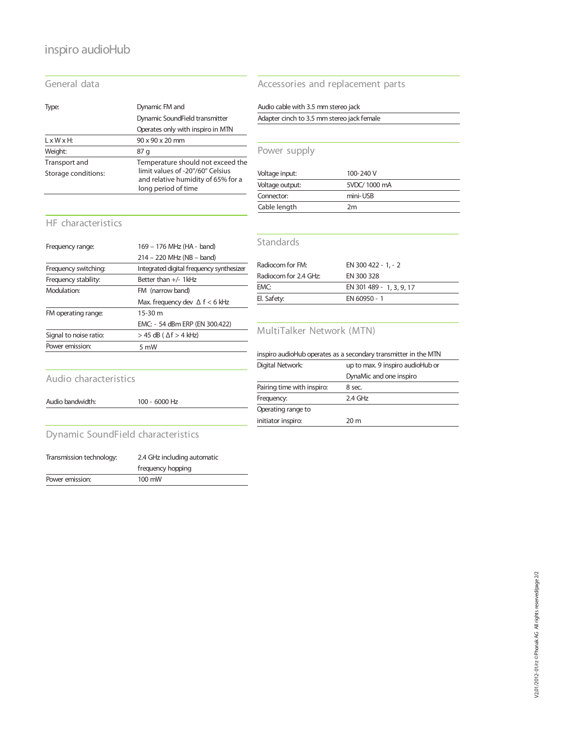# inspiro audioHub

## General data

| | |
|---|---|
| Type: | Dynamic FM and<br>Dynamic SoundField transmitter<br>Operates only with inspiro in MTN |
| L x W x H: | 90 x 90 x 20 mm |
| Weight: | 87 g |
| Transport and<br>Storage conditions: | Temperature should not exceed the limit values of -20°/60° Celsius and relative humidity of 65% for a long period of time |

## HF characteristics

| | |
|---|---|
| Frequency range: | 169 – 176 MHz (HA - band)<br>214 – 220 MHz (NB – band) |
| Frequency switching: | Integrated digital frequency synthesizer |
| Frequency stability: | Better than +/- 1kHz |
| Modulation: | FM (narrow band)<br>Max. frequency dev $\Delta$ f < 6 kHz |
| FM operating range: | 15-30 m<br>EMC: - 54 dBm ERP (EN 300.422) |
| Signal to noise ratio: | > 45 dB ( $\Delta$f > 4 kHz) |
| Power emission: | 5 mW |

## Audio characteristics

| | |
|---|---|
| Audio bandwidth: | 100 - 6000 Hz |

## Dynamic SoundField characteristics

| | |
|---|---|
| Transmission technology: | 2.4 GHz including automatic frequency hopping |
| Power emission: | 100 mW |

## Accessories and replacement parts

- Audio cable with 3.5 mm stereo jack
- Adapter cinch to 3.5 mm stereo jack female

## Power supply

| | |
|---|---|
| Voltage input: | 100-240 V |
| Voltage output: | 5VDC/ 1000 mA |
| Connector: | mini-USB |
| Cable length | 2m |

## Standards

| | |
|---|---|
| Radiocom for FM: | EN 300 422 - 1, - 2 |
| Radiocom for 2.4 GHz: | EN 300 328 |
| EMC: | EN 301 489 - 1, 3, 9, 17 |
| El. Safety: | EN 60950 - 1 |

## MultiTalker Network (MTN)

inspiro audioHub operates as a secondary transmitter in the MTN

| | |
|---|---|
| Digital Network: | up to max. 9 inspiro audioHub or DynaMic and one inspiro |
| Pairing time with inspiro: | 8 sec. |
| Frequency: | 2.4 GHz |
| Operating range to initiator inspiro: | 20 m |

V2.01/2012-01/rz ©Phonak AG All rights reserved